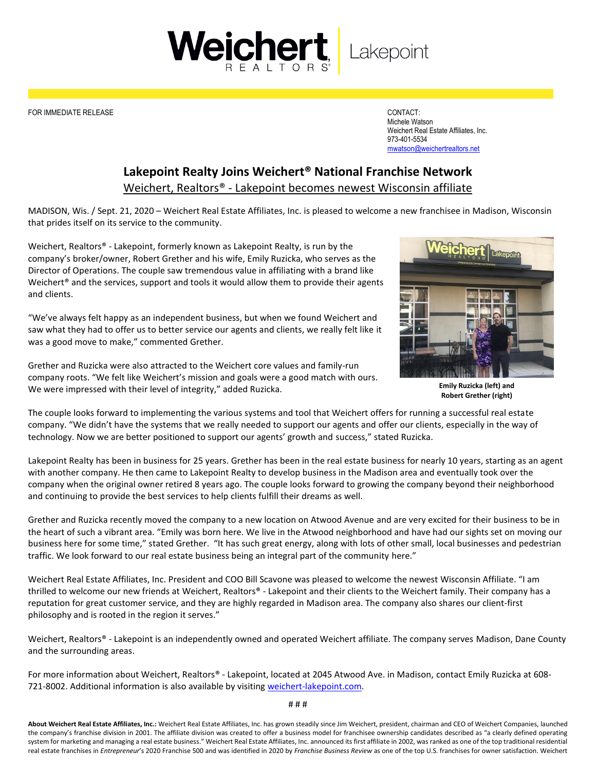FOR IMMEDIATE RELEASE

CONTACT:
Michele Watson
Weichert Real Estate Affiliates, Inc.
973-401-5534
mwatson@weichertrealtors.net

# Lakepoint Realty Joins Weichert® National Franchise Network

## Weichert, Realtors® - Lakepoint becomes newest Wisconsin affiliate

MADISON, Wis. / Sept. 21, 2020 – Weichert Real Estate Affiliates, Inc. is pleased to welcome a new franchisee in Madison, Wisconsin that prides itself on its service to the community.

Weichert, Realtors® - Lakepoint, formerly known as Lakepoint Realty, is run by the company's broker/owner, Robert Grether and his wife, Emily Ruzicka, who serves as the Director of Operations. The couple saw tremendous value in affiliating with a brand like Weichert® and the services, support and tools it would allow them to provide their agents and clients.

"We've always felt happy as an independent business, but when we found Weichert and saw what they had to offer us to better service our agents and clients, we really felt like it was a good move to make," commented Grether.

Grether and Ruzicka were also attracted to the Weichert core values and family-run company roots. "We felt like Weichert's mission and goals were a good match with ours. We were impressed with their level of integrity," added Ruzicka.

**Emily Ruzicka (left) and Robert Grether (right)**

The couple looks forward to implementing the various systems and tool that Weichert offers for running a successful real estate company. "We didn't have the systems that we really needed to support our agents and offer our clients, especially in the way of technology. Now we are better positioned to support our agents' growth and success," stated Ruzicka.

Lakepoint Realty has been in business for 25 years. Grether has been in the real estate business for nearly 10 years, starting as an agent with another company. He then came to Lakepoint Realty to develop business in the Madison area and eventually took over the company when the original owner retired 8 years ago. The couple looks forward to growing the company beyond their neighborhood and continuing to provide the best services to help clients fulfill their dreams as well.

Grether and Ruzicka recently moved the company to a new location on Atwood Avenue and are very excited for their business to be in the heart of such a vibrant area. "Emily was born here. We live in the Atwood neighborhood and have had our sights set on moving our business here for some time," stated Grether. "It has such great energy, along with lots of other small, local businesses and pedestrian traffic. We look forward to our real estate business being an integral part of the community here."

Weichert Real Estate Affiliates, Inc. President and COO Bill Scavone was pleased to welcome the newest Wisconsin Affiliate. "I am thrilled to welcome our new friends at Weichert, Realtors® - Lakepoint and their clients to the Weichert family. Their company has a reputation for great customer service, and they are highly regarded in Madison area. The company also shares our client-first philosophy and is rooted in the region it serves."

Weichert, Realtors® - Lakepoint is an independently owned and operated Weichert affiliate. The company serves Madison, Dane County and the surrounding areas.

For more information about Weichert, Realtors® - Lakepoint, located at 2045 Atwood Ave. in Madison, contact Emily Ruzicka at 608-721-8002. Additional information is also available by visiting weichert-lakepoint.com.

# # #

**About Weichert Real Estate Affiliates, Inc.:** Weichert Real Estate Affiliates, Inc. has grown steadily since Jim Weichert, president, chairman and CEO of Weichert Companies, launched the company's franchise division in 2001. The affiliate division was created to offer a business model for franchisee ownership candidates described as "a clearly defined operating system for marketing and managing a real estate business." Weichert Real Estate Affiliates, Inc. announced its first affiliate in 2002, was ranked as one of the top traditional residential real estate franchises in *Entrepreneur*'s 2020 Franchise 500 and was identified in 2020 by *Franchise Business Review* as one of the top U.S. franchises for owner satisfaction. Weichert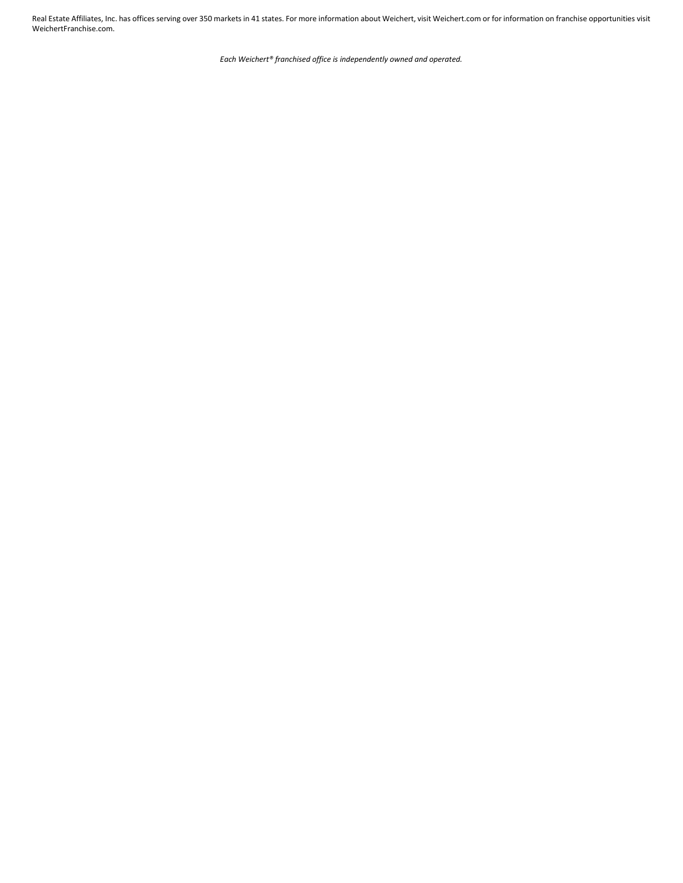Real Estate Affiliates, Inc. has offices serving over 350 markets in 41 states. For more information about Weichert, visit Weichert.com or for information on franchise opportunities visit WeichertFranchise.com.

*Each Weichert® franchised office is independently owned and operated.*